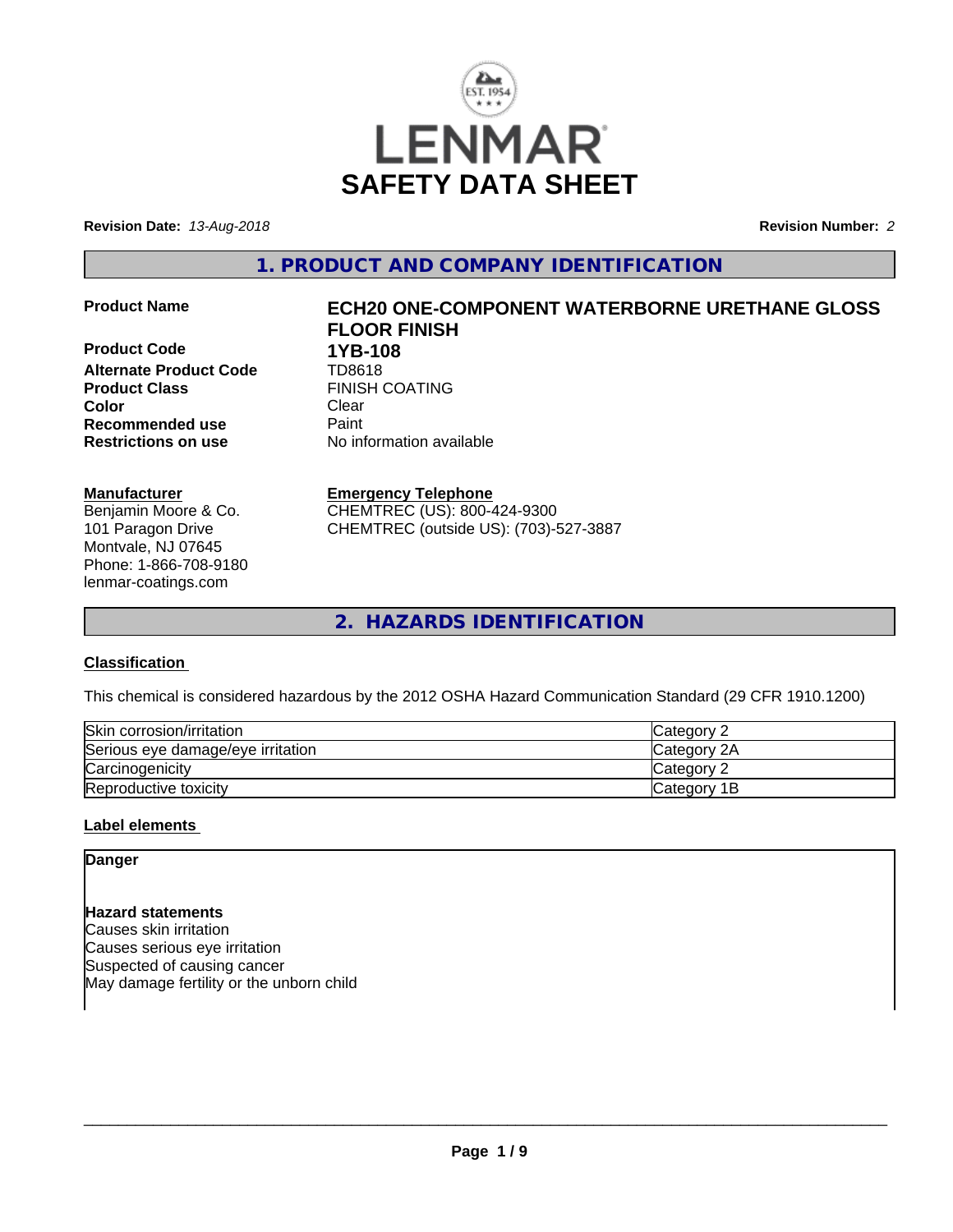# SAFETY DATA SHEET

**Revision Date:** *13-Aug-2018* **Revision Number:** *2*

## 1. PRODUCT AND COMPANY IDENTIFICATION

| | |
|---|---|
| **Product Name** | **ECH20 ONE-COMPONENT WATERBORNE URETHANE GLOSS FLOOR FINISH** |
| **Product Code** | **1YB-108** |
| **Alternate Product Code** | TD8618 |
| **Product Class** | FINISH COATING |
| **Color** | Clear |
| **Recommended use** | Paint |
| **Restrictions on use** | No information available |

**Manufacturer**
Benjamin Moore & Co.
101 Paragon Drive
Montvale, NJ 07645
Phone: 1-866-708-9180
lenmar-coatings.com

**Emergency Telephone**
CHEMTREC (US): 800-424-9300
CHEMTREC (outside US): (703)-527-3887

## 2. HAZARDS IDENTIFICATION

### Classification

This chemical is considered hazardous by the 2012 OSHA Hazard Communication Standard (29 CFR 1910.1200)

| | |
|---|---|
| Skin corrosion/irritation | Category 2 |
| Serious eye damage/eye irritation | Category 2A |
| Carcinogenicity | Category 2 |
| Reproductive toxicity | Category 1B |

### Label elements

**Danger**

**Hazard statements**
Causes skin irritation
Causes serious eye irritation
Suspected of causing cancer
May damage fertility or the unborn child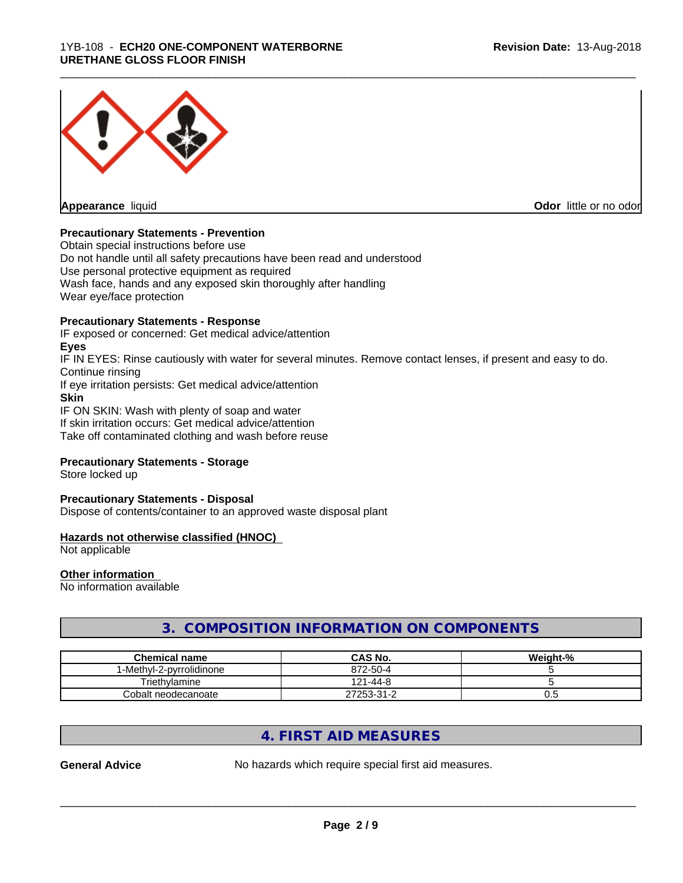**Appearance** liquid **Odor** little or no odor

**Precautionary Statements - Prevention**

Obtain special instructions before use
Do not handle until all safety precautions have been read and understood
Use personal protective equipment as required
Wash face, hands and any exposed skin thoroughly after handling
Wear eye/face protection

**Precautionary Statements - Response**

IF exposed or concerned: Get medical advice/attention

**Eyes**

IF IN EYES: Rinse cautiously with water for several minutes. Remove contact lenses, if present and easy to do. Continue rinsing
If eye irritation persists: Get medical advice/attention

**Skin**

IF ON SKIN: Wash with plenty of soap and water
If skin irritation occurs: Get medical advice/attention
Take off contaminated clothing and wash before reuse

**Precautionary Statements - Storage**

Store locked up

**Precautionary Statements - Disposal**

Dispose of contents/container to an approved waste disposal plant

**Hazards not otherwise classified (HNOC)**

Not applicable

**Other information**

No information available

## 3. COMPOSITION INFORMATION ON COMPONENTS

| Chemical name | CAS No. | Weight-% |
|---|---|---|
| 1-Methyl-2-pyrrolidinone | 872-50-4 | 5 |
| Triethylamine | 121-44-8 | 5 |
| Cobalt neodecanoate | 27253-31-2 | 0.5 |

## 4. FIRST AID MEASURES

**General Advice** No hazards which require special first aid measures.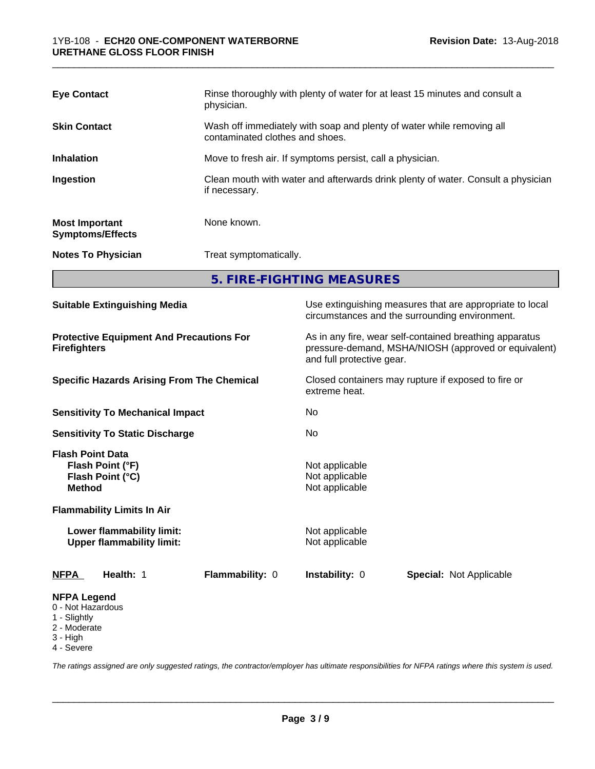| | |
|---|---|
| **Eye Contact** | Rinse thoroughly with plenty of water for at least 15 minutes and consult a physician. |
| **Skin Contact** | Wash off immediately with soap and plenty of water while removing all contaminated clothes and shoes. |
| **Inhalation** | Move to fresh air. If symptoms persist, call a physician. |
| **Ingestion** | Clean mouth with water and afterwards drink plenty of water. Consult a physician if necessary. |
| **Most Important Symptoms/Effects** | None known. |
| **Notes To Physician** | Treat symptomatically. |

## 5. FIRE-FIGHTING MEASURES

| | |
|---|---|
| **Suitable Extinguishing Media** | Use extinguishing measures that are appropriate to local circumstances and the surrounding environment. |
| **Protective Equipment And Precautions For Firefighters** | As in any fire, wear self-contained breathing apparatus pressure-demand, MSHA/NIOSH (approved or equivalent) and full protective gear. |
| **Specific Hazards Arising From The Chemical** | Closed containers may rupture if exposed to fire or extreme heat. |
| **Sensitivity To Mechanical Impact** | No |
| **Sensitivity To Static Discharge** | No |

**Flash Point Data**

| | |
|---|---|
| **Flash Point (°F)** | Not applicable |
| **Flash Point (°C)** | Not applicable |
| **Method** | Not applicable |

**Flammability Limits In Air**

| | |
|---|---|
| **Lower flammability limit:** | Not applicable |
| **Upper flammability limit:** | Not applicable |

| **NFPA** | **Health:** 1 | **Flammability:** 0 | **Instability:** 0 | **Special:** Not Applicable |
|---|---|---|---|---|

**NFPA Legend**
- 0 - Not Hazardous
- 1 - Slightly
- 2 - Moderate
- 3 - High
- 4 - Severe

*The ratings assigned are only suggested ratings, the contractor/employer has ultimate responsibilities for NFPA ratings where this system is used.*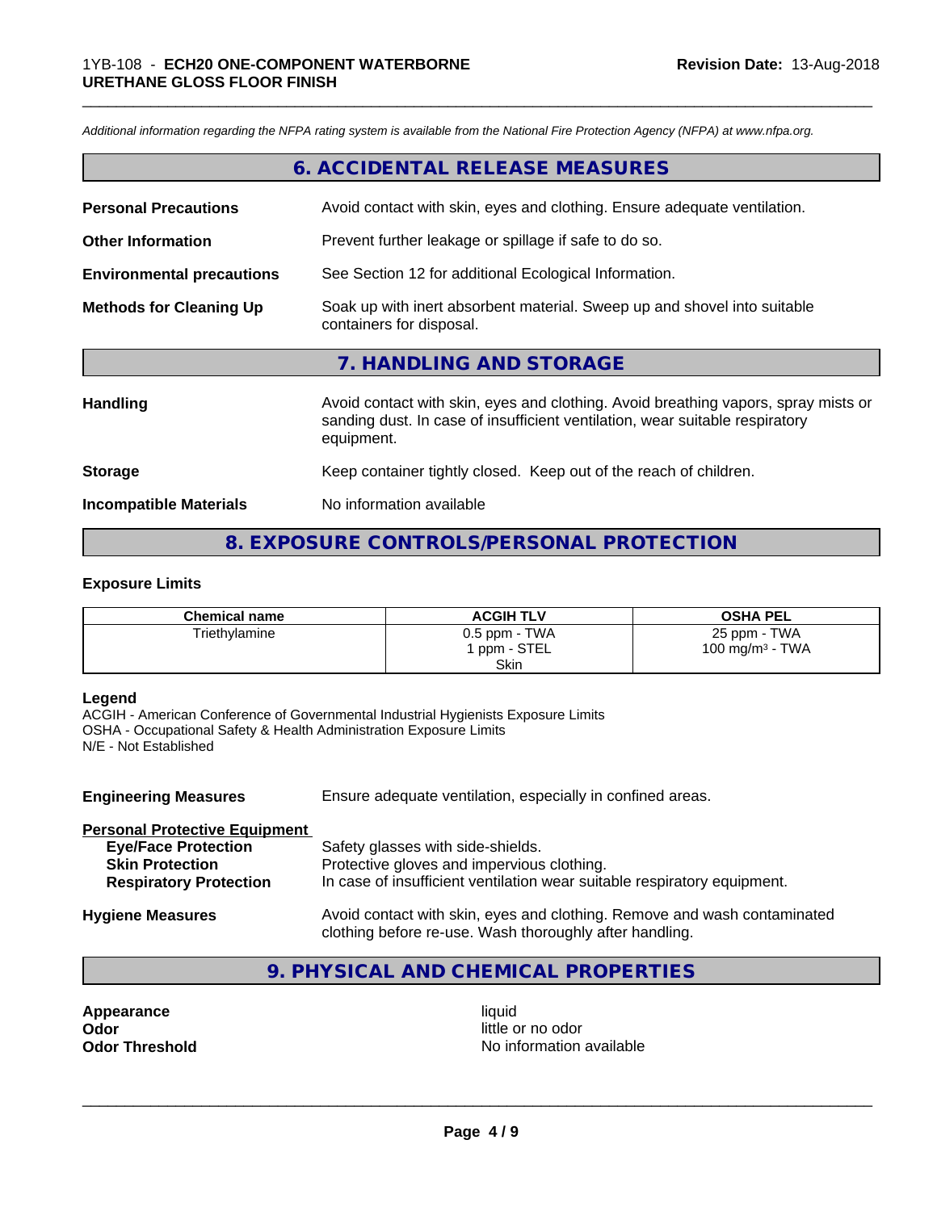*Additional information regarding the NFPA rating system is available from the National Fire Protection Agency (NFPA) at www.nfpa.org.*

## 6. ACCIDENTAL RELEASE MEASURES

**Personal Precautions** Avoid contact with skin, eyes and clothing. Ensure adequate ventilation.

**Other Information** Prevent further leakage or spillage if safe to do so.

**Environmental precautions** See Section 12 for additional Ecological Information.

**Methods for Cleaning Up** Soak up with inert absorbent material. Sweep up and shovel into suitable containers for disposal.

## 7. HANDLING AND STORAGE

**Handling** Avoid contact with skin, eyes and clothing. Avoid breathing vapors, spray mists or sanding dust. In case of insufficient ventilation, wear suitable respiratory equipment.

**Storage** Keep container tightly closed. Keep out of the reach of children.

**Incompatible Materials** No information available

## 8. EXPOSURE CONTROLS/PERSONAL PROTECTION

### Exposure Limits

| Chemical name | ACGIH TLV | OSHA PEL |
|---|---|---|
| Triethylamine | 0.5 ppm - TWA<br>1 ppm - STEL<br>Skin | 25 ppm - TWA<br>100 mg/m³ - TWA |

**Legend**
ACGIH - American Conference of Governmental Industrial Hygienists Exposure Limits
OSHA - Occupational Safety & Health Administration Exposure Limits
N/E - Not Established

**Engineering Measures** Ensure adequate ventilation, especially in confined areas.

**Personal Protective Equipment**
- **Eye/Face Protection** Safety glasses with side-shields.
- **Skin Protection** Protective gloves and impervious clothing.
- **Respiratory Protection** In case of insufficient ventilation wear suitable respiratory equipment.

**Hygiene Measures** Avoid contact with skin, eyes and clothing. Remove and wash contaminated clothing before re-use. Wash thoroughly after handling.

## 9. PHYSICAL AND CHEMICAL PROPERTIES

**Appearance** liquid
**Odor** little or no odor
**Odor Threshold** No information available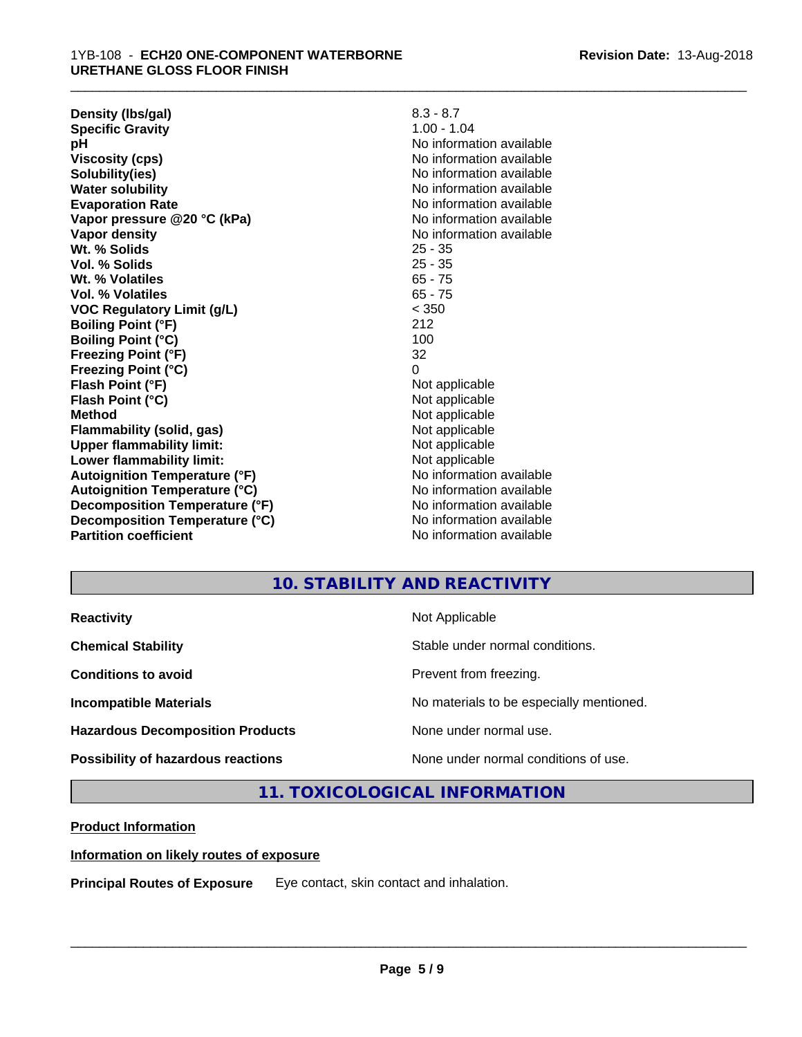| | |
|---|---|
| **Density (lbs/gal)** | 8.3 - 8.7 |
| **Specific Gravity** | 1.00 - 1.04 |
| **pH** | No information available |
| **Viscosity (cps)** | No information available |
| **Solubility(ies)** | No information available |
| **Water solubility** | No information available |
| **Evaporation Rate** | No information available |
| **Vapor pressure @20 °C (kPa)** | No information available |
| **Vapor density** | No information available |
| **Wt. % Solids** | 25 - 35 |
| **Vol. % Solids** | 25 - 35 |
| **Wt. % Volatiles** | 65 - 75 |
| **Vol. % Volatiles** | 65 - 75 |
| **VOC Regulatory Limit (g/L)** | < 350 |
| **Boiling Point (°F)** | 212 |
| **Boiling Point (°C)** | 100 |
| **Freezing Point (°F)** | 32 |
| **Freezing Point (°C)** | 0 |
| **Flash Point (°F)** | Not applicable |
| **Flash Point (°C)** | Not applicable |
| **Method** | Not applicable |
| **Flammability (solid, gas)** | Not applicable |
| **Upper flammability limit:** | Not applicable |
| **Lower flammability limit:** | Not applicable |
| **Autoignition Temperature (°F)** | No information available |
| **Autoignition Temperature (°C)** | No information available |
| **Decomposition Temperature (°F)** | No information available |
| **Decomposition Temperature (°C)** | No information available |
| **Partition coefficient** | No information available |

## 10. STABILITY AND REACTIVITY

| | |
|---|---|
| **Reactivity** | Not Applicable |
| **Chemical Stability** | Stable under normal conditions. |
| **Conditions to avoid** | Prevent from freezing. |
| **Incompatible Materials** | No materials to be especially mentioned. |
| **Hazardous Decomposition Products** | None under normal use. |
| **Possibility of hazardous reactions** | None under normal conditions of use. |

## 11. TOXICOLOGICAL INFORMATION

**Product Information**

**Information on likely routes of exposure**

**Principal Routes of Exposure** Eye contact, skin contact and inhalation.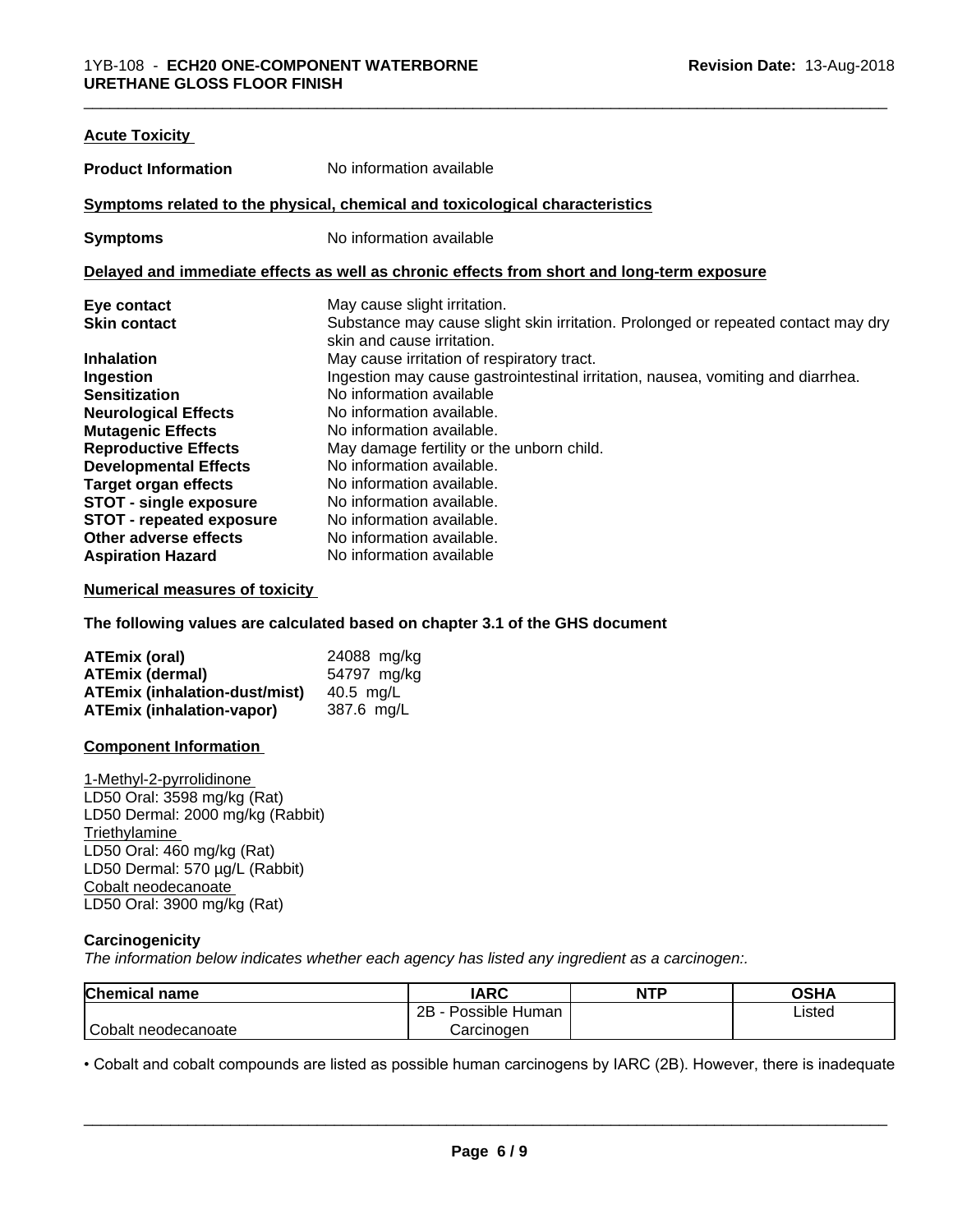**Acute Toxicity**

| | |
|---|---|
| **Product Information** | No information available |

**Symptoms related to the physical, chemical and toxicological characteristics**

| | |
|---|---|
| **Symptoms** | No information available |

**Delayed and immediate effects as well as chronic effects from short and long-term exposure**

| | |
|---|---|
| **Eye contact** | May cause slight irritation. |
| **Skin contact** | Substance may cause slight skin irritation. Prolonged or repeated contact may dry skin and cause irritation. |
| **Inhalation** | May cause irritation of respiratory tract. |
| **Ingestion** | Ingestion may cause gastrointestinal irritation, nausea, vomiting and diarrhea. |
| **Sensitization** | No information available |
| **Neurological Effects** | No information available. |
| **Mutagenic Effects** | No information available. |
| **Reproductive Effects** | May damage fertility or the unborn child. |
| **Developmental Effects** | No information available. |
| **Target organ effects** | No information available. |
| **STOT - single exposure** | No information available. |
| **STOT - repeated exposure** | No information available. |
| **Other adverse effects** | No information available. |
| **Aspiration Hazard** | No information available |

**Numerical measures of toxicity**

**The following values are calculated based on chapter 3.1 of the GHS document**

| | |
|---|---|
| **ATEmix (oral)** | 24088 mg/kg |
| **ATEmix (dermal)** | 54797 mg/kg |
| **ATEmix (inhalation-dust/mist)** | 40.5 mg/L |
| **ATEmix (inhalation-vapor)** | 387.6 mg/L |

**Component Information**

1-Methyl-2-pyrrolidinone
LD50 Oral: 3598 mg/kg (Rat)
LD50 Dermal: 2000 mg/kg (Rabbit)
Triethylamine
LD50 Oral: 460 mg/kg (Rat)
LD50 Dermal: 570 µg/L (Rabbit)
Cobalt neodecanoate
LD50 Oral: 3900 mg/kg (Rat)

**Carcinogenicity**

*The information below indicates whether each agency has listed any ingredient as a carcinogen:.*

| Chemical name | IARC | NTP | OSHA |
|---|---|---|---|
| Cobalt neodecanoate | 2B - Possible Human Carcinogen | | Listed |

• Cobalt and cobalt compounds are listed as possible human carcinogens by IARC (2B). However, there is inadequate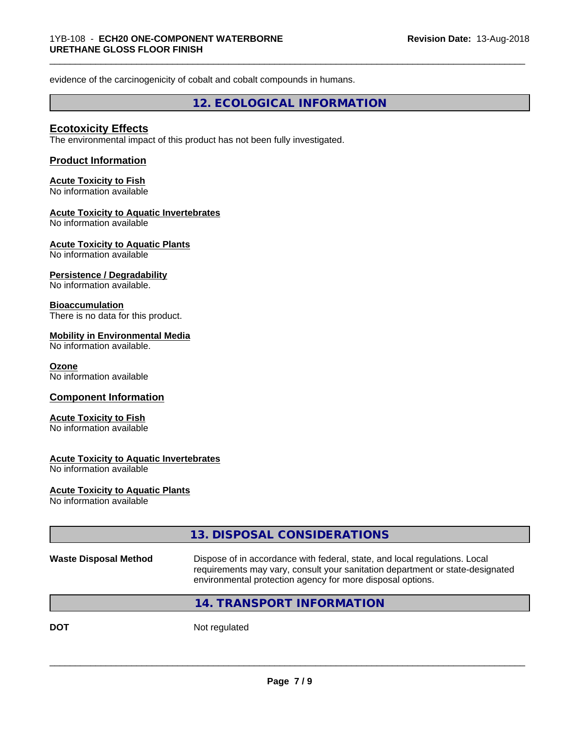evidence of the carcinogenicity of cobalt and cobalt compounds in humans.

## 12. ECOLOGICAL INFORMATION

### Ecotoxicity Effects

The environmental impact of this product has not been fully investigated.

### Product Information

**Acute Toxicity to Fish**
No information available

**Acute Toxicity to Aquatic Invertebrates**
No information available

**Acute Toxicity to Aquatic Plants**
No information available

**Persistence / Degradability**
No information available.

**Bioaccumulation**
There is no data for this product.

**Mobility in Environmental Media**
No information available.

**Ozone**
No information available

### Component Information

**Acute Toxicity to Fish**
No information available

**Acute Toxicity to Aquatic Invertebrates**
No information available

**Acute Toxicity to Aquatic Plants**
No information available

## 13. DISPOSAL CONSIDERATIONS

**Waste Disposal Method** Dispose of in accordance with federal, state, and local regulations. Local requirements may vary, consult your sanitation department or state-designated environmental protection agency for more disposal options.

## 14. TRANSPORT INFORMATION

**DOT** Not regulated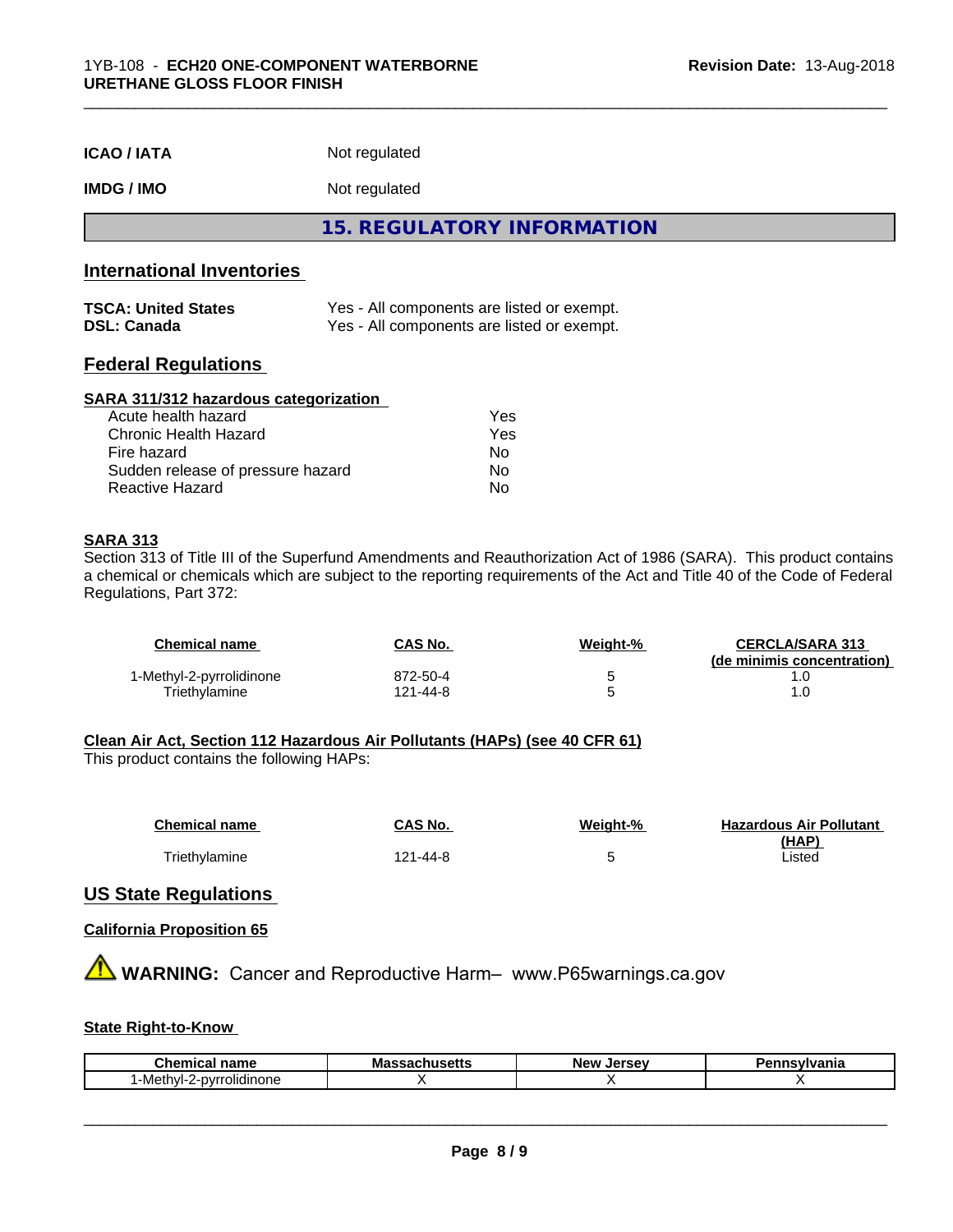**ICAO / IATA** Not regulated

**IMDG / IMO** Not regulated

# 15. REGULATORY INFORMATION

## International Inventories

| | |
|---|---|
| **TSCA: United States** | Yes - All components are listed or exempt. |
| **DSL: Canada** | Yes - All components are listed or exempt. |

## Federal Regulations

### SARA 311/312 hazardous categorization

| | |
|---|---|
| Acute health hazard | Yes |
| Chronic Health Hazard | Yes |
| Fire hazard | No |
| Sudden release of pressure hazard | No |
| Reactive Hazard | No |

### SARA 313

Section 313 of Title III of the Superfund Amendments and Reauthorization Act of 1986 (SARA). This product contains a chemical or chemicals which are subject to the reporting requirements of the Act and Title 40 of the Code of Federal Regulations, Part 372:

| Chemical name | CAS No. | Weight-% | CERCLA/SARA 313 (de minimis concentration) |
|---|---|---|---|
| 1-Methyl-2-pyrrolidinone | 872-50-4 | 5 | 1.0 |
| Triethylamine | 121-44-8 | 5 | 1.0 |

### Clean Air Act, Section 112 Hazardous Air Pollutants (HAPs) (see 40 CFR 61)

This product contains the following HAPs:

| Chemical name | CAS No. | Weight-% | Hazardous Air Pollutant (HAP) |
|---|---|---|---|
| Triethylamine | 121-44-8 | 5 | Listed |

## US State Regulations

### California Proposition 65

**WARNING:** Cancer and Reproductive Harm– www.P65warnings.ca.gov

### State Right-to-Know

| Chemical name | Massachusetts | New Jersey | Pennsylvania |
|---|---|---|---|
| 1-Methyl-2-pyrrolidinone | X | X | X |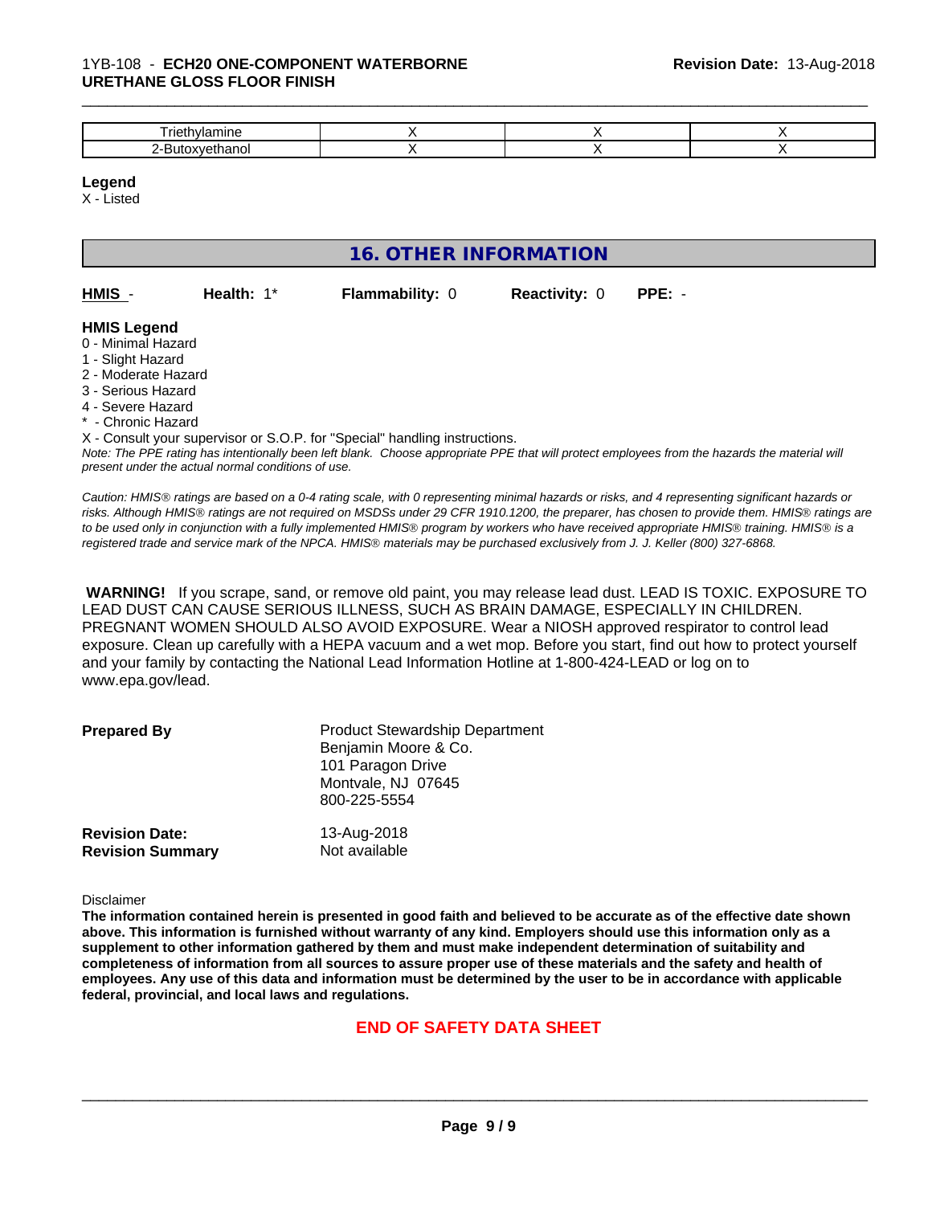| | | | |
|---|---|---|---|
| Triethylamine | X | X | X |
| 2-Butoxyethanol | X | X | X |

**Legend**
X - Listed

## 16. OTHER INFORMATION

**HMIS** - **Health:** 1* **Flammability:** 0 **Reactivity:** 0 **PPE:** -

**HMIS Legend**
0 - Minimal Hazard
1 - Slight Hazard
2 - Moderate Hazard
3 - Serious Hazard
4 - Severe Hazard
* - Chronic Hazard
X - Consult your supervisor or S.O.P. for "Special" handling instructions.
*Note: The PPE rating has intentionally been left blank. Choose appropriate PPE that will protect employees from the hazards the material will present under the actual normal conditions of use.*

*Caution: HMIS® ratings are based on a 0-4 rating scale, with 0 representing minimal hazards or risks, and 4 representing significant hazards or risks. Although HMIS® ratings are not required on MSDSs under 29 CFR 1910.1200, the preparer, has chosen to provide them. HMIS® ratings are to be used only in conjunction with a fully implemented HMIS® program by workers who have received appropriate HMIS® training. HMIS® is a registered trade and service mark of the NPCA. HMIS® materials may be purchased exclusively from J. J. Keller (800) 327-6868.*

**WARNING!** If you scrape, sand, or remove old paint, you may release lead dust. LEAD IS TOXIC. EXPOSURE TO LEAD DUST CAN CAUSE SERIOUS ILLNESS, SUCH AS BRAIN DAMAGE, ESPECIALLY IN CHILDREN. PREGNANT WOMEN SHOULD ALSO AVOID EXPOSURE. Wear a NIOSH approved respirator to control lead exposure. Clean up carefully with a HEPA vacuum and a wet mop. Before you start, find out how to protect yourself and your family by contacting the National Lead Information Hotline at 1-800-424-LEAD or log on to www.epa.gov/lead.

**Prepared By**
Product Stewardship Department
Benjamin Moore & Co.
101 Paragon Drive
Montvale, NJ 07645
800-225-5554

**Revision Date:** 13-Aug-2018
**Revision Summary** Not available

Disclaimer
**The information contained herein is presented in good faith and believed to be accurate as of the effective date shown above. This information is furnished without warranty of any kind. Employers should use this information only as a supplement to other information gathered by them and must make independent determination of suitability and completeness of information from all sources to assure proper use of these materials and the safety and health of employees. Any use of this data and information must be determined by the user to be in accordance with applicable federal, provincial, and local laws and regulations.**

**END OF SAFETY DATA SHEET**